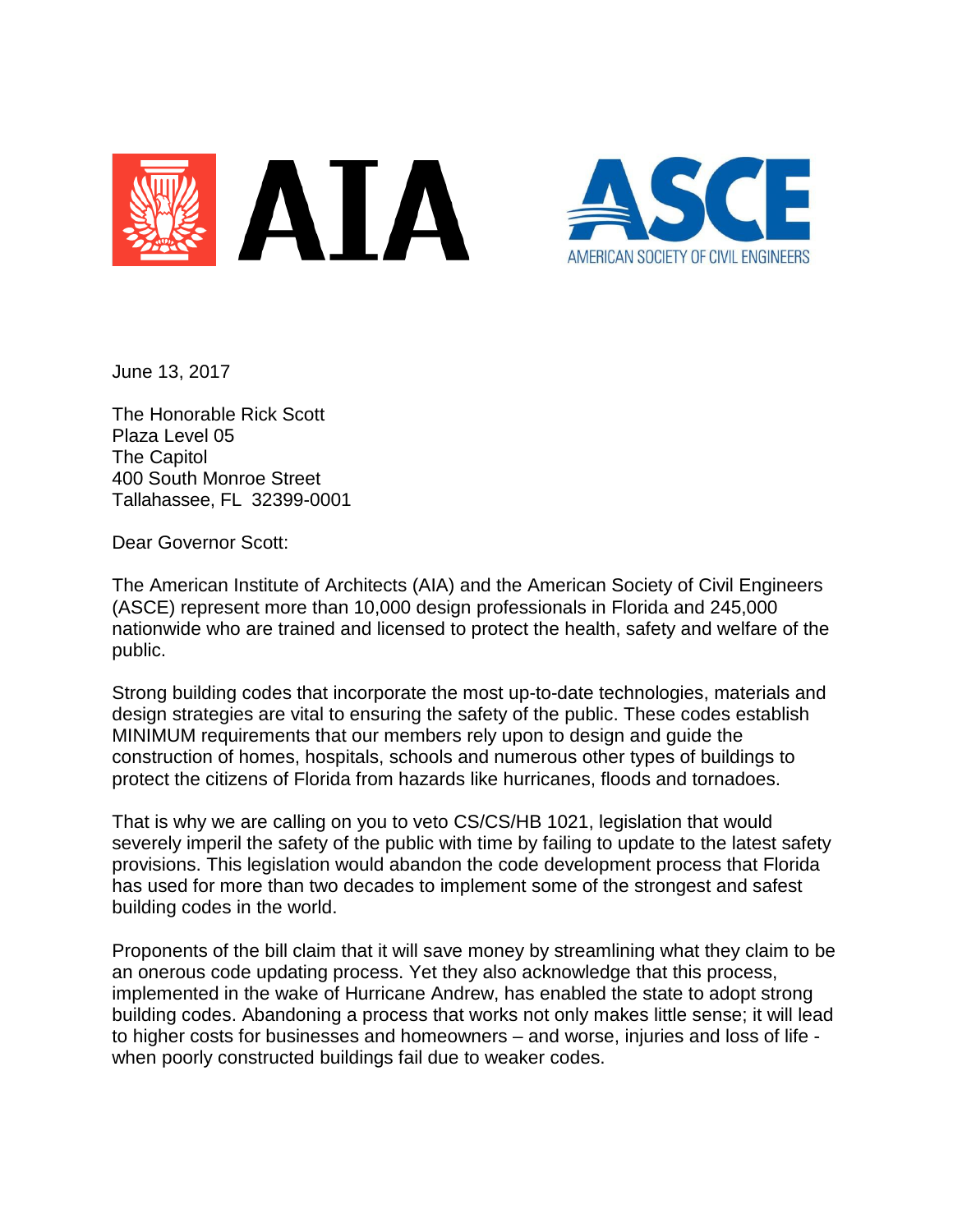AIA

ASCE AMERICAN SOCIETY OF CIVIL ENGINEERS

June 13, 2017

The Honorable Rick Scott
Plaza Level 05
The Capitol
400 South Monroe Street
Tallahassee, FL 32399-0001

Dear Governor Scott:

The American Institute of Architects (AIA) and the American Society of Civil Engineers (ASCE) represent more than 10,000 design professionals in Florida and 245,000 nationwide who are trained and licensed to protect the health, safety and welfare of the public.

Strong building codes that incorporate the most up-to-date technologies, materials and design strategies are vital to ensuring the safety of the public. These codes establish MINIMUM requirements that our members rely upon to design and guide the construction of homes, hospitals, schools and numerous other types of buildings to protect the citizens of Florida from hazards like hurricanes, floods and tornadoes.

That is why we are calling on you to veto CS/CS/HB 1021, legislation that would severely imperil the safety of the public with time by failing to update to the latest safety provisions. This legislation would abandon the code development process that Florida has used for more than two decades to implement some of the strongest and safest building codes in the world.

Proponents of the bill claim that it will save money by streamlining what they claim to be an onerous code updating process. Yet they also acknowledge that this process, implemented in the wake of Hurricane Andrew, has enabled the state to adopt strong building codes. Abandoning a process that works not only makes little sense; it will lead to higher costs for businesses and homeowners – and worse, injuries and loss of life - when poorly constructed buildings fail due to weaker codes.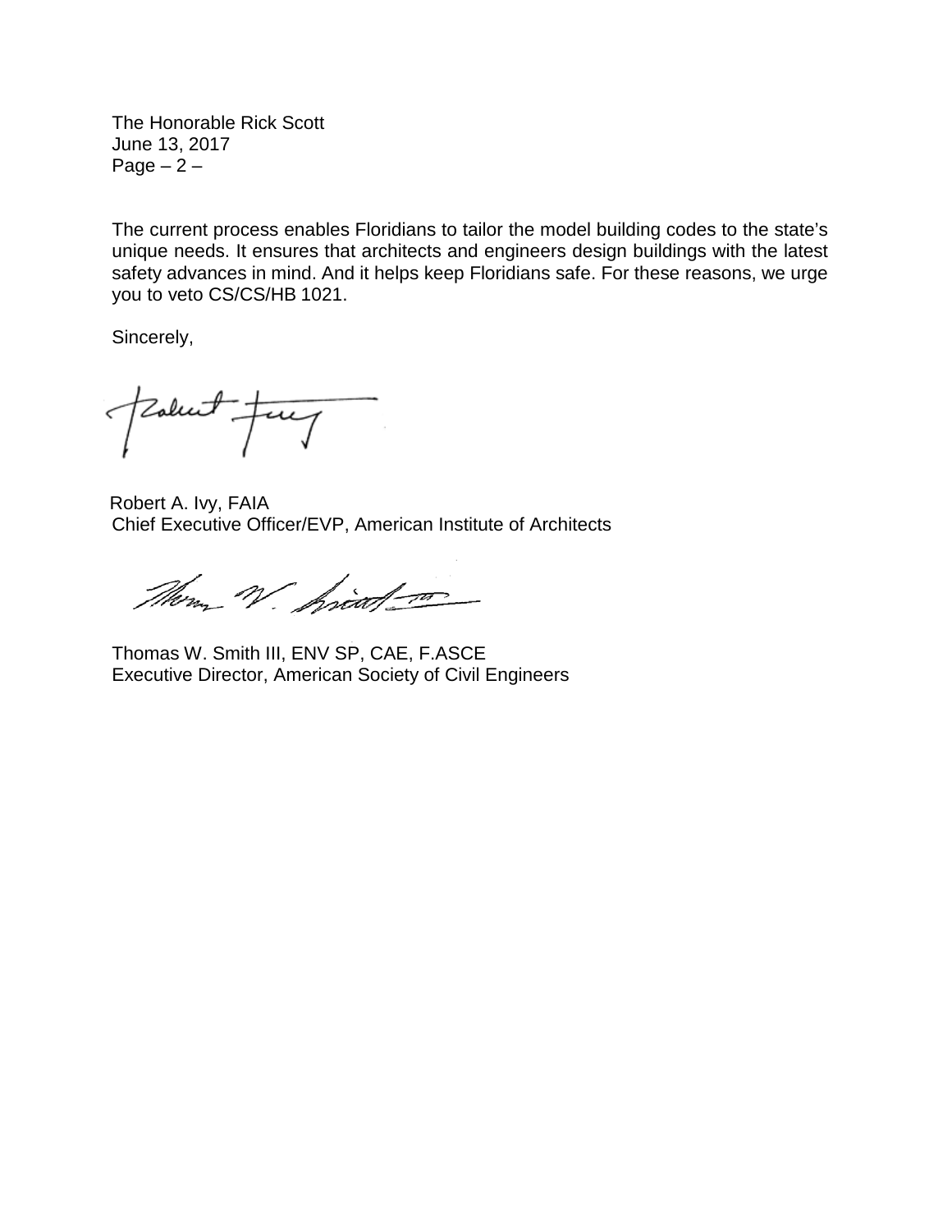The Honorable Rick Scott
June 13, 2017
Page – 2 –

The current process enables Floridians to tailor the model building codes to the state's unique needs. It ensures that architects and engineers design buildings with the latest safety advances in mind. And it helps keep Floridians safe. For these reasons, we urge you to veto CS/CS/HB 1021.

Sincerely,

Robert A. Ivy, FAIA
Chief Executive Officer/EVP, American Institute of Architects

Thomas W. Smith III, ENV SP, CAE, F.ASCE
Executive Director, American Society of Civil Engineers